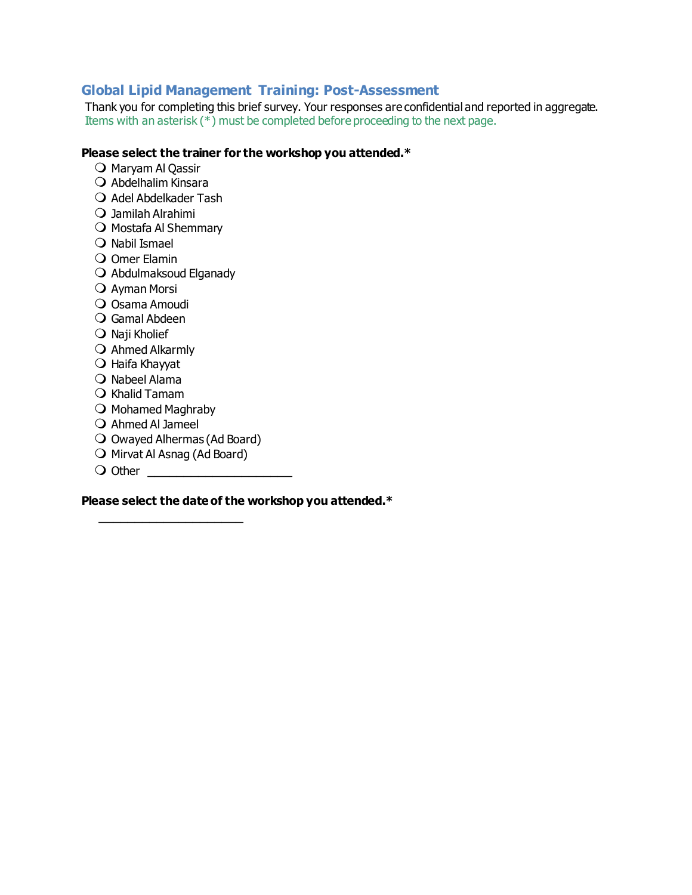## Global Lipid Management Training: Post-Assessment

Thank you for completing this brief survey. Your responses are confidential and reported in aggregate.
Items with an asterisk (*) must be completed before proceeding to the next page.

**Please select the trainer for the workshop you attended.***

- ❍ Maryam Al Qassir
- ❍ Abdelhalim Kinsara
- ❍ Adel Abdelkader Tash
- ❍ Jamilah Alrahimi
- ❍ Mostafa Al Shemmary
- ❍ Nabil Ismael
- ❍ Omer Elamin
- ❍ Abdulmaksoud Elganady
- ❍ Ayman Morsi
- ❍ Osama Amoudi
- ❍ Gamal Abdeen
- ❍ Naji Kholief
- ❍ Ahmed Alkarmly
- ❍ Haifa Khayyat
- ❍ Nabeel Alama
- ❍ Khalid Tamam
- ❍ Mohamed Maghraby
- ❍ Ahmed Al Jameel
- ❍ Owayed Alhermas (Ad Board)
- ❍ Mirvat Al Asnag (Ad Board)
- ❍ Other ______________________

**Please select the date of the workshop you attended.***

______________________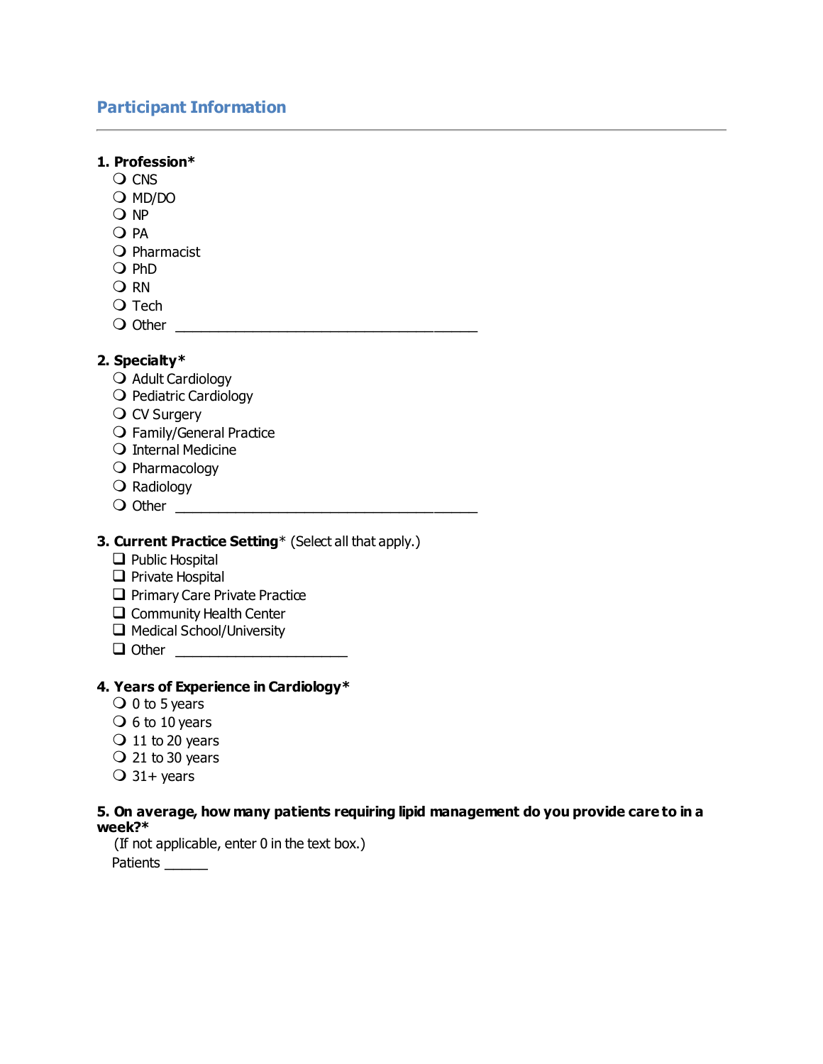## Participant Information

**1. Profession***

- ❍ CNS
- ❍ MD/DO
- ❍ NP
- ❍ PA
- ❍ Pharmacist
- ❍ PhD
- ❍ RN
- ❍ Tech
- ❍ Other ______________________________________

**2. Specialty***

- ❍ Adult Cardiology
- ❍ Pediatric Cardiology
- ❍ CV Surgery
- ❍ Family/General Practice
- ❍ Internal Medicine
- ❍ Pharmacology
- ❍ Radiology
- ❍ Other ______________________________________

**3. Current Practice Setting*** (Select all that apply.)

- ❑ Public Hospital
- ❑ Private Hospital
- ❑ Primary Care Private Practice
- ❑ Community Health Center
- ❑ Medical School/University
- ❑ Other ______________________

**4. Years of Experience in Cardiology***

- ❍ 0 to 5 years
- ❍ 6 to 10 years
- ❍ 11 to 20 years
- ❍ 21 to 30 years
- ❍ 31+ years

**5. On average, how many patients requiring lipid management do you provide care to in a week?***

(If not applicable, enter 0 in the text box.)

Patients ______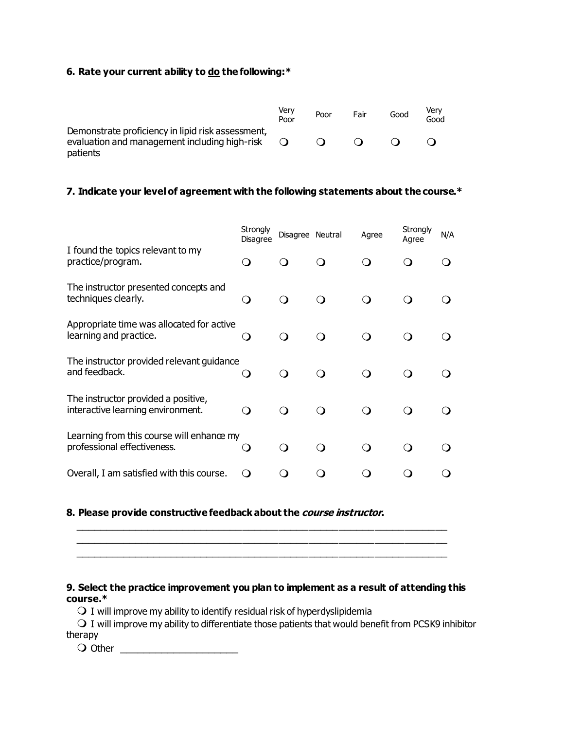**6. Rate your current ability to <u>do</u> the following:***

| | Very Poor | Poor | Fair | Good | Very Good |
|---|---|---|---|---|---|
| Demonstrate proficiency in lipid risk assessment, evaluation and management including high-risk patients | ❍ | ❍ | ❍ | ❍ | ❍ |

**7. Indicate your level of agreement with the following statements about the course.***

| | Strongly Disagree | Disagree | Neutral | Agree | Strongly Agree | N/A |
|---|---|---|---|---|---|---|
| I found the topics relevant to my practice/program. | ❍ | ❍ | ❍ | ❍ | ❍ | ❍ |
| The instructor presented concepts and techniques clearly. | ❍ | ❍ | ❍ | ❍ | ❍ | ❍ |
| Appropriate time was allocated for active learning and practice. | ❍ | ❍ | ❍ | ❍ | ❍ | ❍ |
| The instructor provided relevant guidance and feedback. | ❍ | ❍ | ❍ | ❍ | ❍ | ❍ |
| The instructor provided a positive, interactive learning environment. | ❍ | ❍ | ❍ | ❍ | ❍ | ❍ |
| Learning from this course will enhance my professional effectiveness. | ❍ | ❍ | ❍ | ❍ | ❍ | ❍ |
| Overall, I am satisfied with this course. | ❍ | ❍ | ❍ | ❍ | ❍ | ❍ |

**8. Please provide constructive feedback about the *course instructor*.**

______________________________________________________________________

______________________________________________________________________

______________________________________________________________________

**9. Select the practice improvement you plan to implement as a result of attending this course.***

❍ I will improve my ability to identify residual risk of hyperdyslipidemia

❍ I will improve my ability to differentiate those patients that would benefit from PCSK9 inhibitor therapy

❍ Other ______________________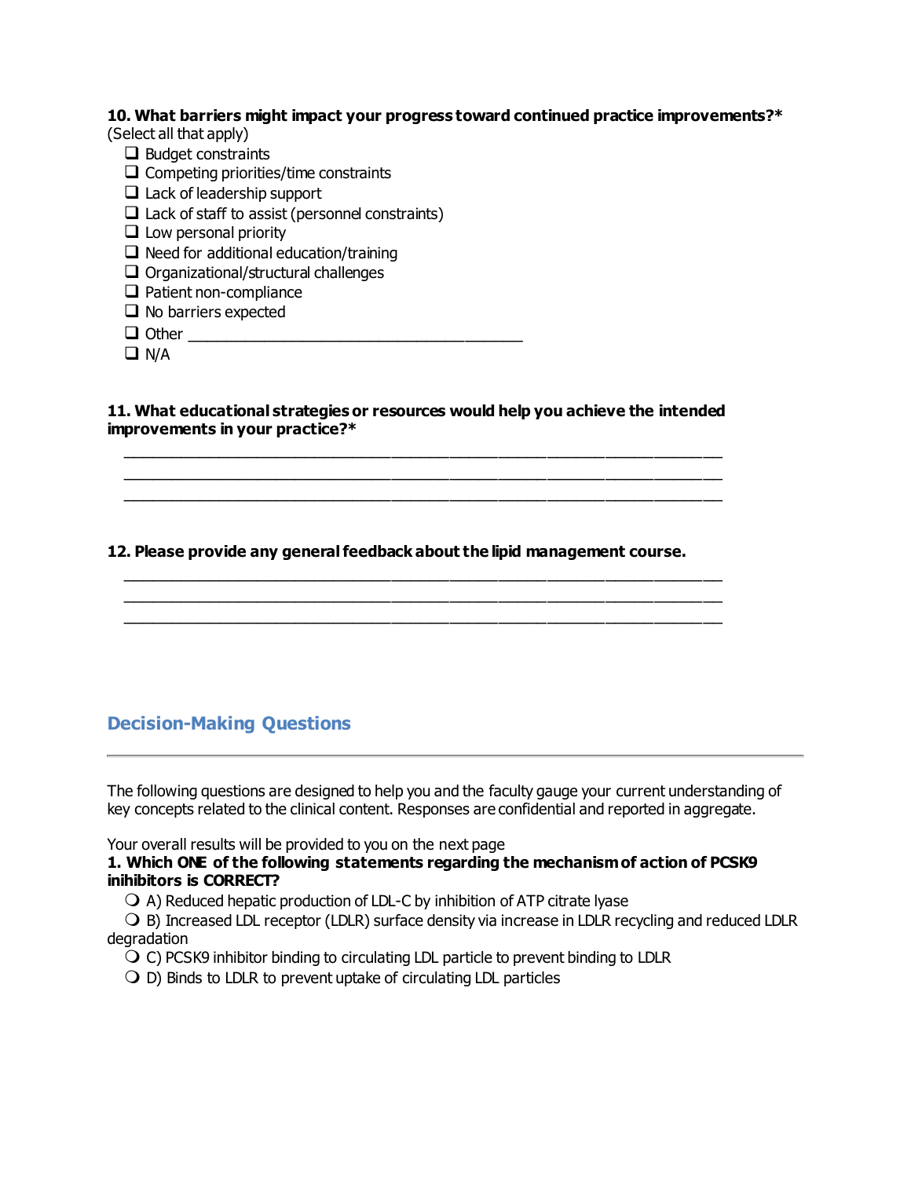**10. What barriers might impact your progress toward continued practice improvements?***
(Select all that apply)

- ❑ Budget constraints
- ❑ Competing priorities/time constraints
- ❑ Lack of leadership support
- ❑ Lack of staff to assist (personnel constraints)
- ❑ Low personal priority
- ❑ Need for additional education/training
- ❑ Organizational/structural challenges
- ❑ Patient non-compliance
- ❑ No barriers expected
- ❑ Other ________________________________________
- ❑ N/A

**11. What educational strategies or resources would help you achieve the intended improvements in your practice?***

______________________________________________________________________
______________________________________________________________________
______________________________________________________________________

**12. Please provide any general feedback about the lipid management course.**

______________________________________________________________________
______________________________________________________________________
______________________________________________________________________

## Decision-Making Questions

---

The following questions are designed to help you and the faculty gauge your current understanding of key concepts related to the clinical content. Responses are confidential and reported in aggregate.

Your overall results will be provided to you on the next page

**1. Which ONE of the following statements regarding the mechanism of action of PCSK9 inihibitors is CORRECT?**

- ❍ A) Reduced hepatic production of LDL-C by inhibition of ATP citrate lyase
- ❍ B) Increased LDL receptor (LDLR) surface density via increase in LDLR recycling and reduced LDLR degradation
- ❍ C) PCSK9 inhibitor binding to circulating LDL particle to prevent binding to LDLR
- ❍ D) Binds to LDLR to prevent uptake of circulating LDL particles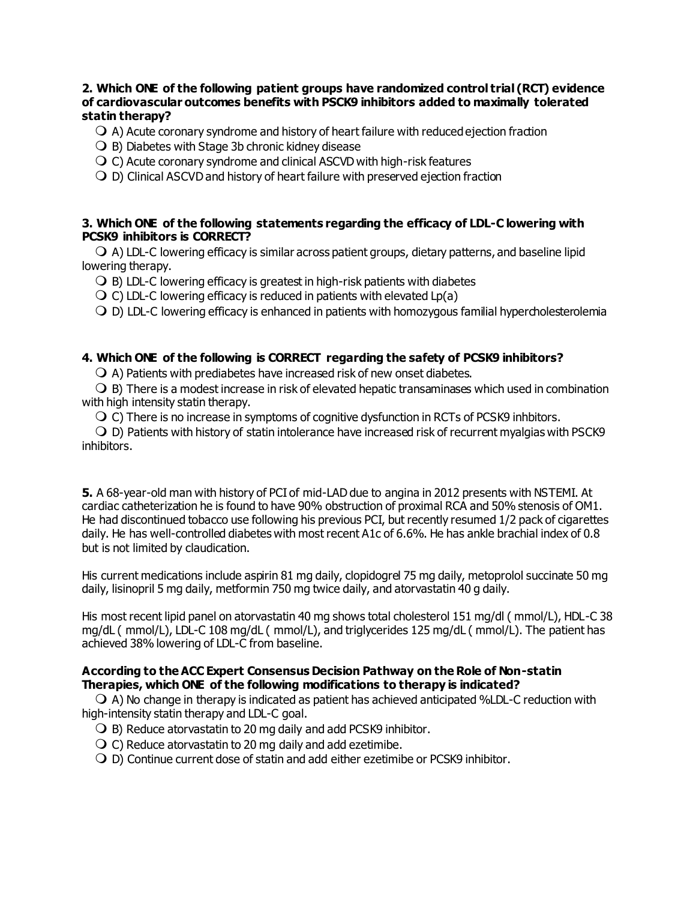**2. Which ONE of the following patient groups have randomized control trial (RCT) evidence of cardiovascular outcomes benefits with PSCK9 inhibitors added to maximally tolerated statin therapy?**

- A) Acute coronary syndrome and history of heart failure with reduced ejection fraction
- B) Diabetes with Stage 3b chronic kidney disease
- C) Acute coronary syndrome and clinical ASCVD with high-risk features
- D) Clinical ASCVD and history of heart failure with preserved ejection fraction

**3. Which ONE of the following statements regarding the efficacy of LDL-C lowering with PCSK9 inhibitors is CORRECT?**

- A) LDL-C lowering efficacy is similar across patient groups, dietary patterns, and baseline lipid lowering therapy.
- B) LDL-C lowering efficacy is greatest in high-risk patients with diabetes
- C) LDL-C lowering efficacy is reduced in patients with elevated Lp(a)
- D) LDL-C lowering efficacy is enhanced in patients with homozygous familial hypercholesterolemia

**4. Which ONE of the following is CORRECT regarding the safety of PCSK9 inhibitors?**

- A) Patients with prediabetes have increased risk of new onset diabetes.
- B) There is a modest increase in risk of elevated hepatic transaminases which used in combination with high intensity statin therapy.
- C) There is no increase in symptoms of cognitive dysfunction in RCTs of PCSK9 inhbitors.
- D) Patients with history of statin intolerance have increased risk of recurrent myalgias with PSCK9 inhibitors.

**5.** A 68-year-old man with history of PCI of mid-LAD due to angina in 2012 presents with NSTEMI. At cardiac catheterization he is found to have 90% obstruction of proximal RCA and 50% stenosis of OM1. He had discontinued tobacco use following his previous PCI, but recently resumed 1/2 pack of cigarettes daily. He has well-controlled diabetes with most recent A1c of 6.6%. He has ankle brachial index of 0.8 but is not limited by claudication.

His current medications include aspirin 81 mg daily, clopidogrel 75 mg daily, metoprolol succinate 50 mg daily, lisinopril 5 mg daily, metformin 750 mg twice daily, and atorvastatin 40 g daily.

His most recent lipid panel on atorvastatin 40 mg shows total cholesterol 151 mg/dl ( mmol/L), HDL-C 38 mg/dL ( mmol/L), LDL-C 108 mg/dL ( mmol/L), and triglycerides 125 mg/dL ( mmol/L). The patient has achieved 38% lowering of LDL-C from baseline.

**According to the ACC Expert Consensus Decision Pathway on the Role of Non-statin Therapies, which ONE of the following modifications to therapy is indicated?**

- A) No change in therapy is indicated as patient has achieved anticipated %LDL-C reduction with high-intensity statin therapy and LDL-C goal.
- B) Reduce atorvastatin to 20 mg daily and add PCSK9 inhibitor.
- C) Reduce atorvastatin to 20 mg daily and add ezetimibe.
- D) Continue current dose of statin and add either ezetimibe or PCSK9 inhibitor.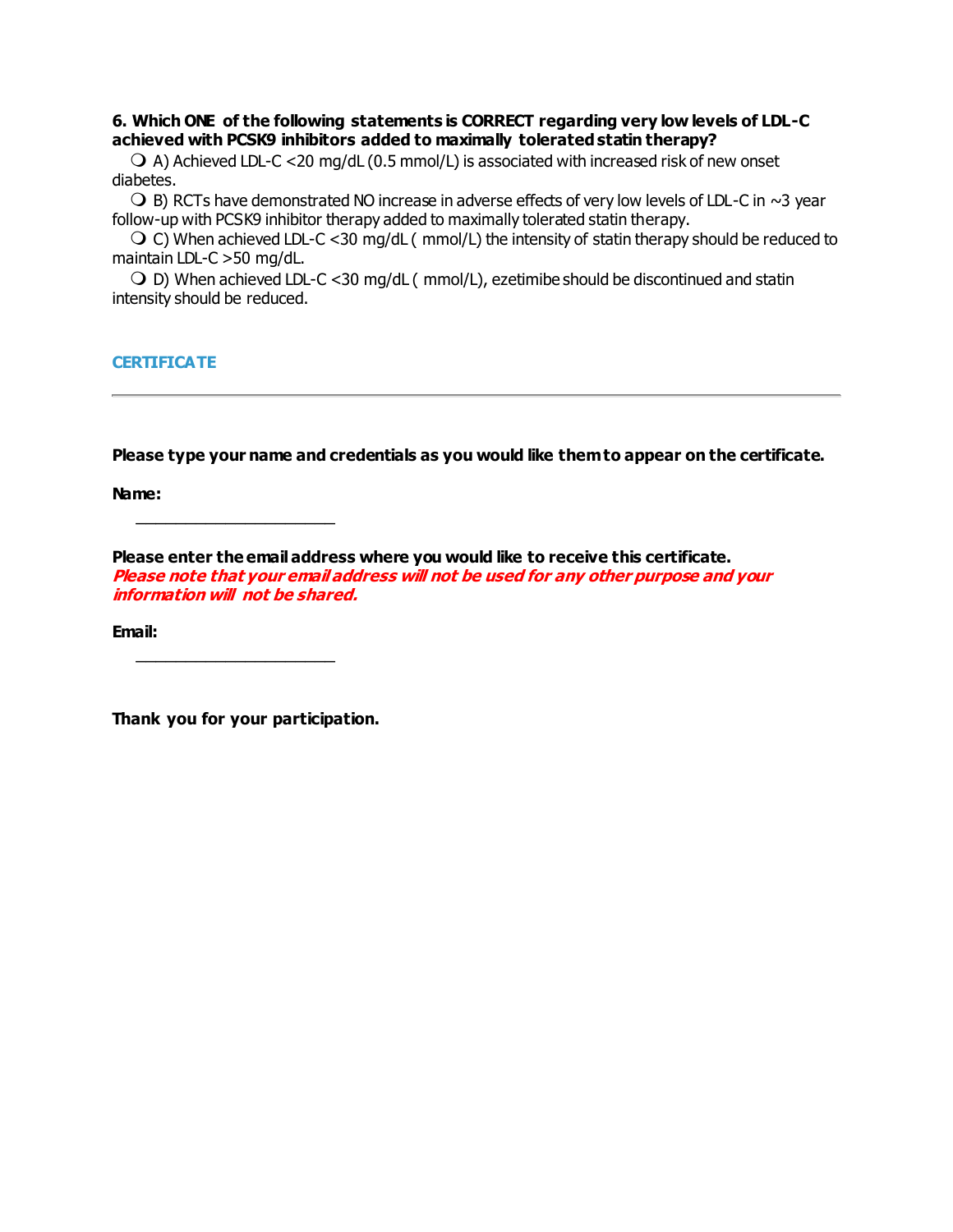**6. Which ONE of the following statements is CORRECT regarding very low levels of LDL-C achieved with PCSK9 inhibitors added to maximally tolerated statin therapy?**

❍ A) Achieved LDL-C <20 mg/dL (0.5 mmol/L) is associated with increased risk of new onset diabetes.

❍ B) RCTs have demonstrated NO increase in adverse effects of very low levels of LDL-C in ~3 year follow-up with PCSK9 inhibitor therapy added to maximally tolerated statin therapy.

❍ C) When achieved LDL-C <30 mg/dL ( mmol/L) the intensity of statin therapy should be reduced to maintain LDL-C >50 mg/dL.

❍ D) When achieved LDL-C <30 mg/dL ( mmol/L), ezetimibe should be discontinued and statin intensity should be reduced.

## CERTIFICATE

---

**Please type your name and credentials as you would like them to appear on the certificate.**

**Name:**

______________________

**Please enter the email address where you would like to receive this certificate.**
***Please note that your email address will not be used for any other purpose and your information will not be shared.***

**Email:**

______________________

**Thank you for your participation.**